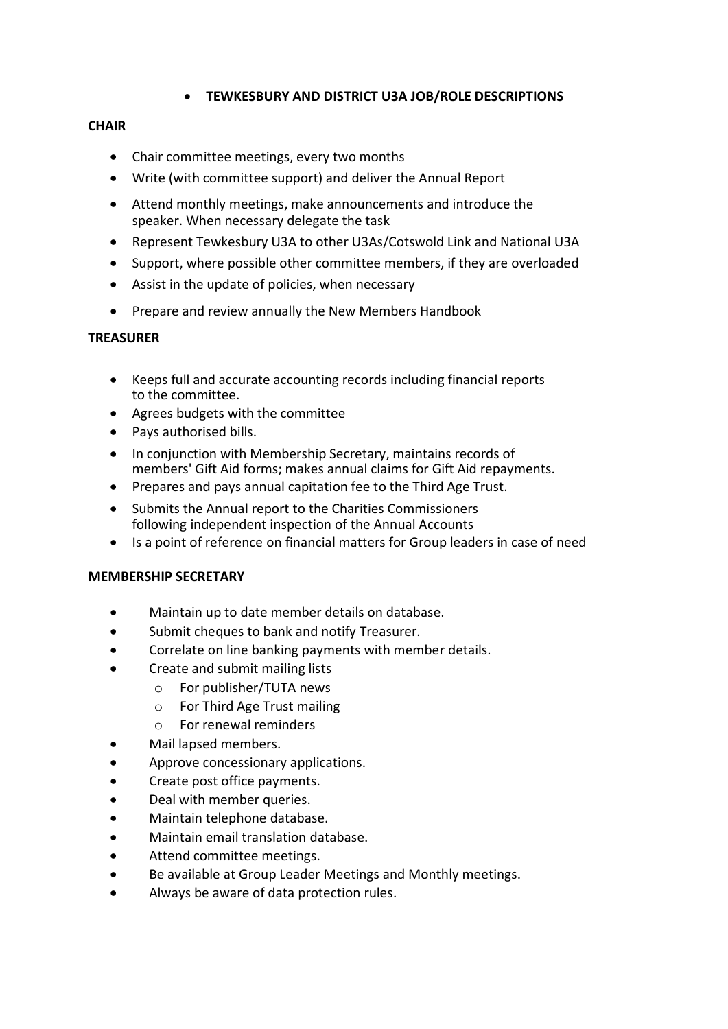# TEWKESBURY AND DISTRICT U3A JOB/ROLE DESCRIPTIONS

## CHAIR

- Chair committee meetings, every two months
- Write (with committee support) and deliver the Annual Report
- Attend monthly meetings, make announcements and introduce the speaker. When necessary delegate the task
- Represent Tewkesbury U3A to other U3As/Cotswold Link and National U3A
- Support, where possible other committee members, if they are overloaded
- Assist in the update of policies, when necessary
- Prepare and review annually the New Members Handbook

## TREASURER

- Keeps full and accurate accounting records including financial reports to the committee.
- Agrees budgets with the committee
- Pays authorised bills.
- In conjunction with Membership Secretary, maintains records of members' Gift Aid forms; makes annual claims for Gift Aid repayments.
- Prepares and pays annual capitation fee to the Third Age Trust.
- Submits the Annual report to the Charities Commissioners following independent inspection of the Annual Accounts
- Is a point of reference on financial matters for Group leaders in case of need

## MEMBERSHIP SECRETARY

- Maintain up to date member details on database.
- Submit cheques to bank and notify Treasurer.
- Correlate on line banking payments with member details.
- Create and submit mailing lists
  - For publisher/TUTA news
  - For Third Age Trust mailing
  - For renewal reminders
- Mail lapsed members.
- Approve concessionary applications.
- Create post office payments.
- Deal with member queries.
- Maintain telephone database.
- Maintain email translation database.
- Attend committee meetings.
- Be available at Group Leader Meetings and Monthly meetings.
- Always be aware of data protection rules.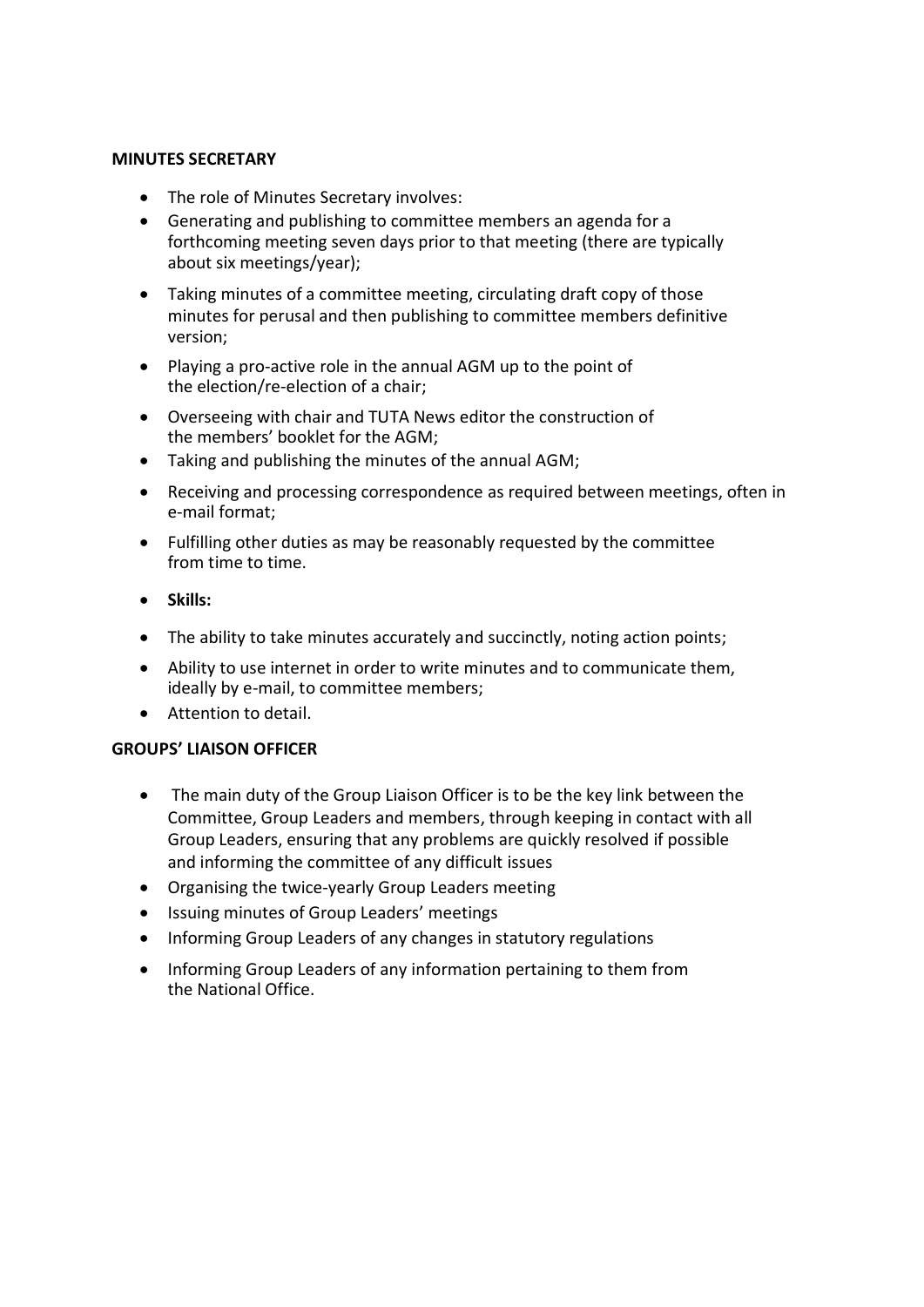**MINUTES SECRETARY**

- The role of Minutes Secretary involves:
- Generating and publishing to committee members an agenda for a forthcoming meeting seven days prior to that meeting (there are typically about six meetings/year);
- Taking minutes of a committee meeting, circulating draft copy of those minutes for perusal and then publishing to committee members definitive version;
- Playing a pro-active role in the annual AGM up to the point of the election/re-election of a chair;
- Overseeing with chair and TUTA News editor the construction of the members' booklet for the AGM;
- Taking and publishing the minutes of the annual AGM;
- Receiving and processing correspondence as required between meetings, often in e-mail format;
- Fulfilling other duties as may be reasonably requested by the committee from time to time.
- **Skills:**
- The ability to take minutes accurately and succinctly, noting action points;
- Ability to use internet in order to write minutes and to communicate them, ideally by e-mail, to committee members;
- Attention to detail.

**GROUPS' LIAISON OFFICER**

- The main duty of the Group Liaison Officer is to be the key link between the Committee, Group Leaders and members, through keeping in contact with all Group Leaders, ensuring that any problems are quickly resolved if possible and informing the committee of any difficult issues
- Organising the twice-yearly Group Leaders meeting
- Issuing minutes of Group Leaders' meetings
- Informing Group Leaders of any changes in statutory regulations
- Informing Group Leaders of any information pertaining to them from the National Office.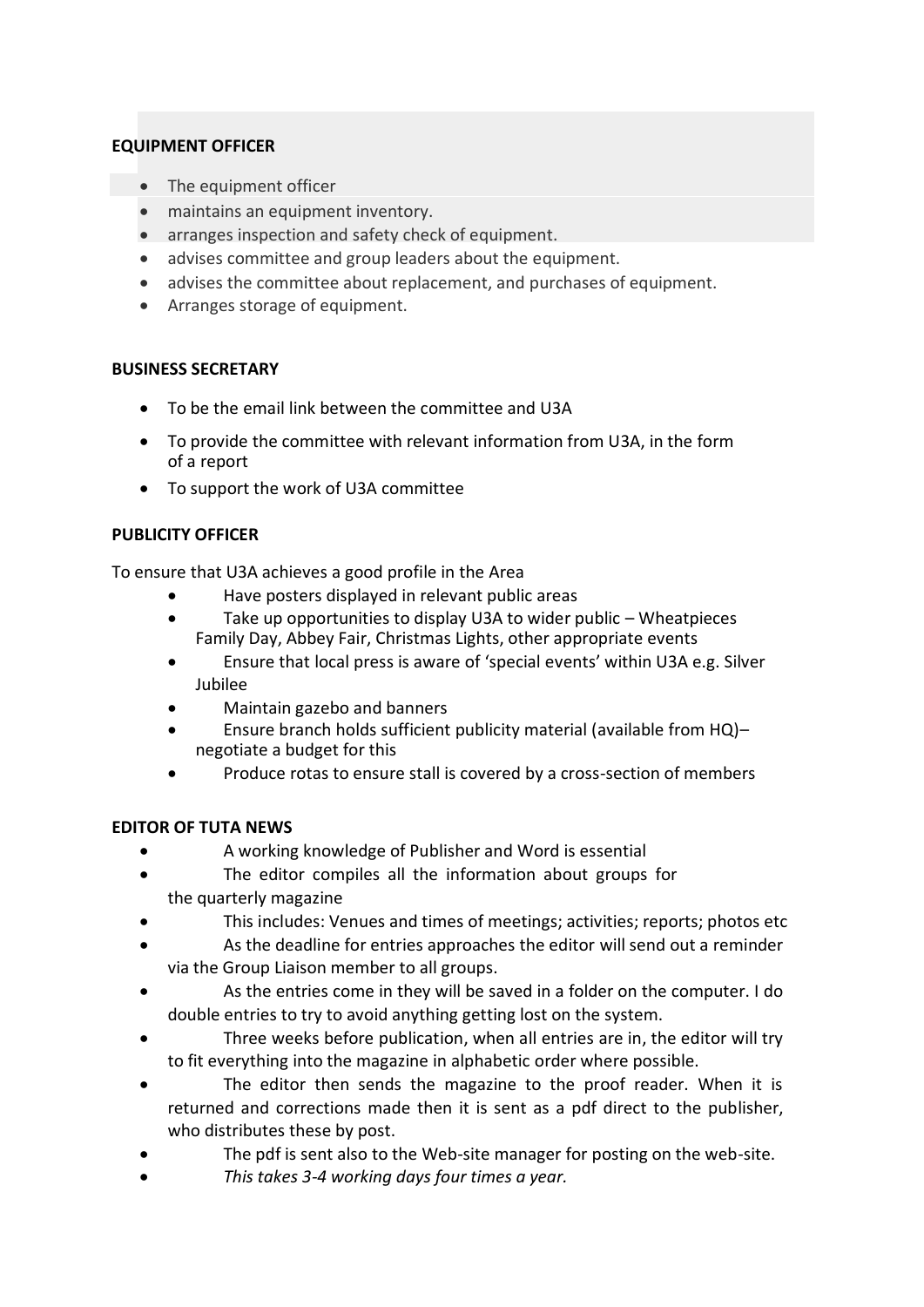**EQUIPMENT OFFICER**

- The equipment officer
- maintains an equipment inventory.
- arranges inspection and safety check of equipment.
- advises committee and group leaders about the equipment.
- advises the committee about replacement, and purchases of equipment.
- Arranges storage of equipment.

**BUSINESS SECRETARY**

- To be the email link between the committee and U3A
- To provide the committee with relevant information from U3A, in the form of a report
- To support the work of U3A committee

**PUBLICITY OFFICER**

To ensure that U3A achieves a good profile in the Area

- Have posters displayed in relevant public areas
- Take up opportunities to display U3A to wider public – Wheatpieces Family Day, Abbey Fair, Christmas Lights, other appropriate events
- Ensure that local press is aware of 'special events' within U3A e.g. Silver Jubilee
- Maintain gazebo and banners
- Ensure branch holds sufficient publicity material (available from HQ)– negotiate a budget for this
- Produce rotas to ensure stall is covered by a cross-section of members

**EDITOR OF TUTA NEWS**

- A working knowledge of Publisher and Word is essential
- The editor compiles all the information about groups for the quarterly magazine
- This includes: Venues and times of meetings; activities; reports; photos etc
- As the deadline for entries approaches the editor will send out a reminder via the Group Liaison member to all groups.
- As the entries come in they will be saved in a folder on the computer. I do double entries to try to avoid anything getting lost on the system.
- Three weeks before publication, when all entries are in, the editor will try to fit everything into the magazine in alphabetic order where possible.
- The editor then sends the magazine to the proof reader. When it is returned and corrections made then it is sent as a pdf direct to the publisher, who distributes these by post.
- The pdf is sent also to the Web-site manager for posting on the web-site.
- *This takes 3-4 working days four times a year.*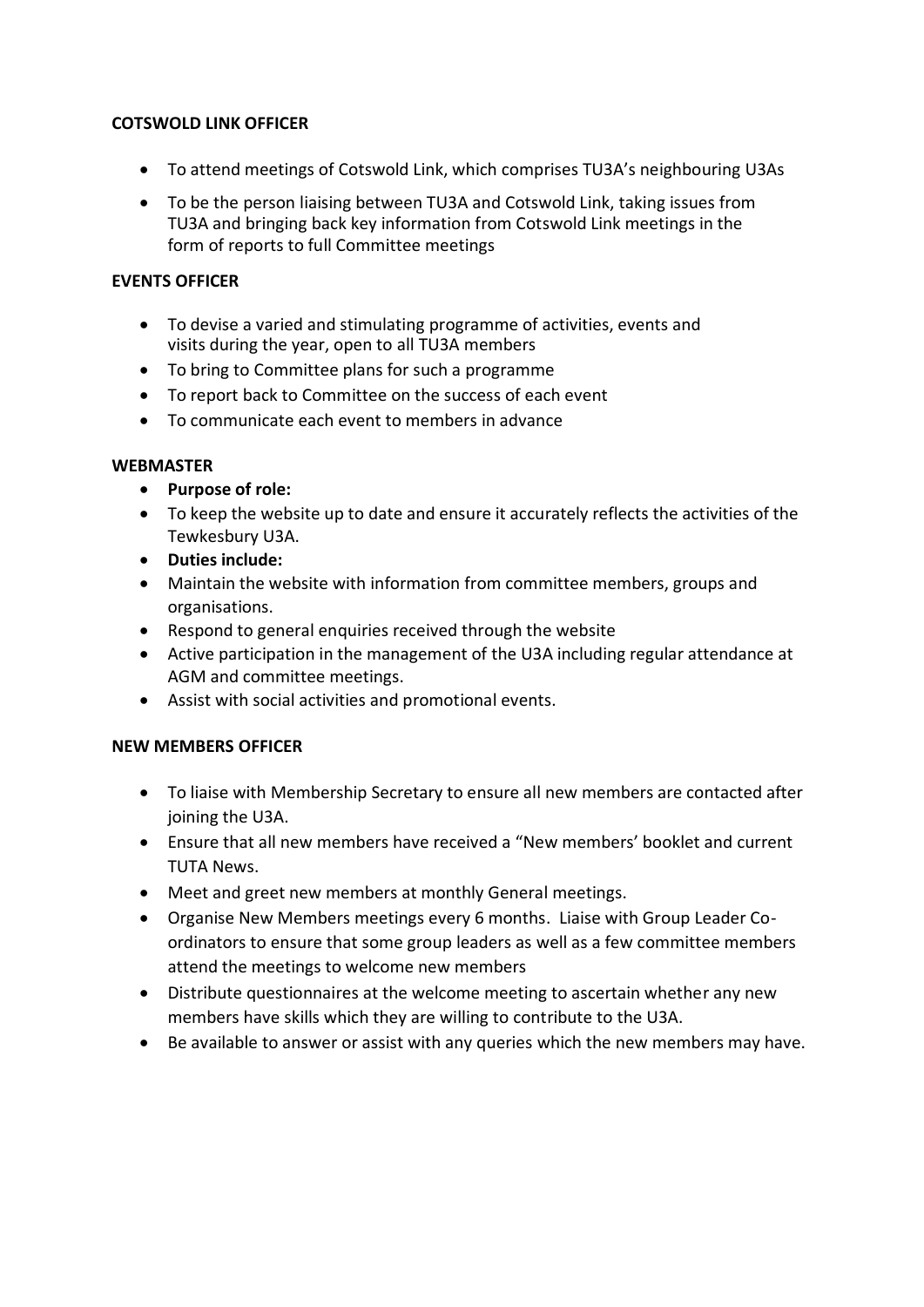**COTSWOLD LINK OFFICER**

- To attend meetings of Cotswold Link, which comprises TU3A's neighbouring U3As
- To be the person liaising between TU3A and Cotswold Link, taking issues from TU3A and bringing back key information from Cotswold Link meetings in the form of reports to full Committee meetings

**EVENTS OFFICER**

- To devise a varied and stimulating programme of activities, events and visits during the year, open to all TU3A members
- To bring to Committee plans for such a programme
- To report back to Committee on the success of each event
- To communicate each event to members in advance

**WEBMASTER**

- **Purpose of role:**
- To keep the website up to date and ensure it accurately reflects the activities of the Tewkesbury U3A.
- **Duties include:**
- Maintain the website with information from committee members, groups and organisations.
- Respond to general enquiries received through the website
- Active participation in the management of the U3A including regular attendance at AGM and committee meetings.
- Assist with social activities and promotional events.

**NEW MEMBERS OFFICER**

- To liaise with Membership Secretary to ensure all new members are contacted after joining the U3A.
- Ensure that all new members have received a "New members' booklet and current TUTA News.
- Meet and greet new members at monthly General meetings.
- Organise New Members meetings every 6 months. Liaise with Group Leader Co-ordinators to ensure that some group leaders as well as a few committee members attend the meetings to welcome new members
- Distribute questionnaires at the welcome meeting to ascertain whether any new members have skills which they are willing to contribute to the U3A.
- Be available to answer or assist with any queries which the new members may have.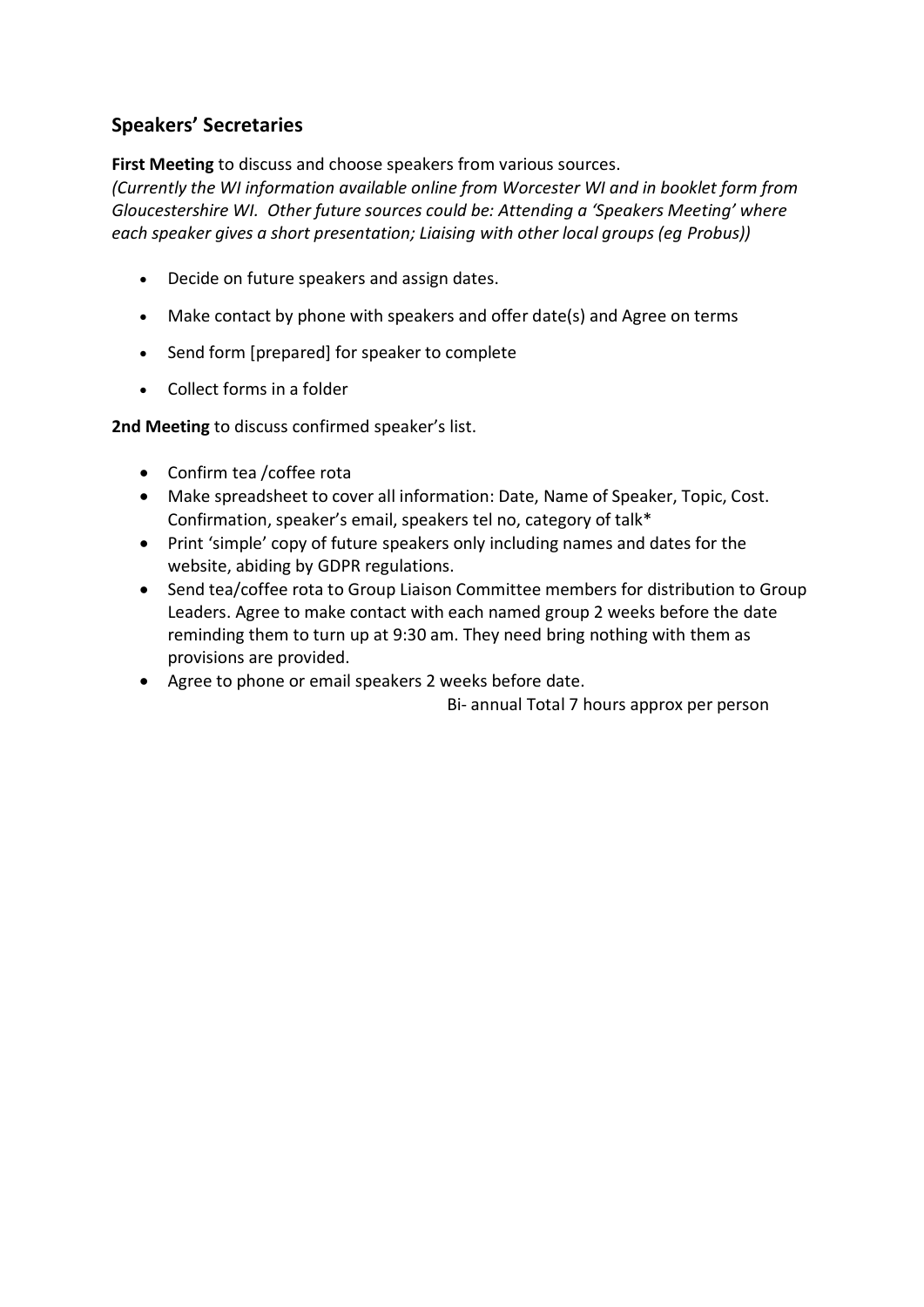## Speakers' Secretaries

**First Meeting** to discuss and choose speakers from various sources.
*(Currently the WI information available online from Worcester WI and in booklet form from Gloucestershire WI. Other future sources could be: Attending a 'Speakers Meeting' where each speaker gives a short presentation; Liaising with other local groups (eg Probus))*

- Decide on future speakers and assign dates.
- Make contact by phone with speakers and offer date(s) and Agree on terms
- Send form [prepared] for speaker to complete
- Collect forms in a folder

**2nd Meeting** to discuss confirmed speaker's list.

- Confirm tea /coffee rota
- Make spreadsheet to cover all information: Date, Name of Speaker, Topic, Cost. Confirmation, speaker's email, speakers tel no, category of talk*
- Print 'simple' copy of future speakers only including names and dates for the website, abiding by GDPR regulations.
- Send tea/coffee rota to Group Liaison Committee members for distribution to Group Leaders. Agree to make contact with each named group 2 weeks before the date reminding them to turn up at 9:30 am. They need bring nothing with them as provisions are provided.
- Agree to phone or email speakers 2 weeks before date.

Bi- annual Total 7 hours approx per person